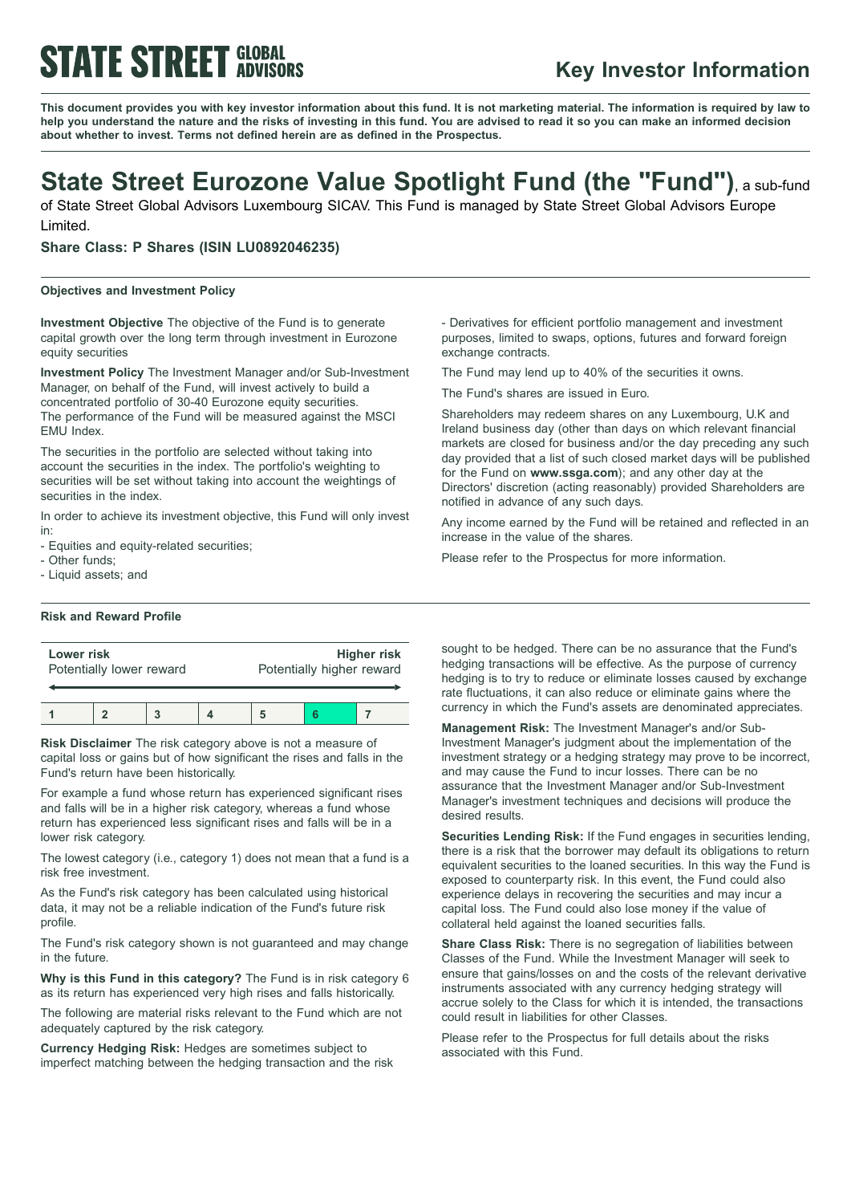# STATE STREET GLOBAL ADVISORS

## Key Investor Information

**This document provides you with key investor information about this fund. It is not marketing material. The information is required by law to help you understand the nature and the risks of investing in this fund. You are advised to read it so you can make an informed decision about whether to invest. Terms not defined herein are as defined in the Prospectus.**

# State Street Eurozone Value Spotlight Fund (the "Fund"), a sub-fund of State Street Global Advisors Luxembourg SICAV. This Fund is managed by State Street Global Advisors Europe Limited.

### Share Class: P Shares (ISIN LU0892046235)

#### Objectives and Investment Policy

**Investment Objective** The objective of the Fund is to generate capital growth over the long term through investment in Eurozone equity securities

**Investment Policy** The Investment Manager and/or Sub-Investment Manager, on behalf of the Fund, will invest actively to build a concentrated portfolio of 30-40 Eurozone equity securities. The performance of the Fund will be measured against the MSCI EMU Index.

The securities in the portfolio are selected without taking into account the securities in the index. The portfolio's weighting to securities will be set without taking into account the weightings of securities in the index.

In order to achieve its investment objective, this Fund will only invest in:

- Equities and equity-related securities;
- Other funds;
- Liquid assets; and
- Derivatives for efficient portfolio management and investment purposes, limited to swaps, options, futures and forward foreign exchange contracts.

The Fund may lend up to 40% of the securities it owns.

The Fund's shares are issued in Euro.

Shareholders may redeem shares on any Luxembourg, U.K and Ireland business day (other than days on which relevant financial markets are closed for business and/or the day preceding any such day provided that a list of such closed market days will be published for the Fund on **www.ssga.com**); and any other day at the Directors' discretion (acting reasonably) provided Shareholders are notified in advance of any such days.

Any income earned by the Fund will be retained and reflected in an increase in the value of the shares.

Please refer to the Prospectus for more information.

#### Risk and Reward Profile

| **Lower risk** Potentially lower reward | | | | | | **Higher risk** Potentially higher reward |
|---|---|---|---|---|---|---|
| 1 | 2 | 3 | 4 | 5 | **6** | 7 |

**Risk Disclaimer** The risk category above is not a measure of capital loss or gains but of how significant the rises and falls in the Fund's return have been historically.

For example a fund whose return has experienced significant rises and falls will be in a higher risk category, whereas a fund whose return has experienced less significant rises and falls will be in a lower risk category.

The lowest category (i.e., category 1) does not mean that a fund is a risk free investment.

As the Fund's risk category has been calculated using historical data, it may not be a reliable indication of the Fund's future risk profile.

The Fund's risk category shown is not guaranteed and may change in the future.

**Why is this Fund in this category?** The Fund is in risk category 6 as its return has experienced very high rises and falls historically.

The following are material risks relevant to the Fund which are not adequately captured by the risk category.

**Currency Hedging Risk:** Hedges are sometimes subject to imperfect matching between the hedging transaction and the risk sought to be hedged. There can be no assurance that the Fund's hedging transactions will be effective. As the purpose of currency hedging is to try to reduce or eliminate losses caused by exchange rate fluctuations, it can also reduce or eliminate gains where the currency in which the Fund's assets are denominated appreciates.

**Management Risk:** The Investment Manager's and/or Sub-Investment Manager's judgment about the implementation of the investment strategy or a hedging strategy may prove to be incorrect, and may cause the Fund to incur losses. There can be no assurance that the Investment Manager and/or Sub-Investment Manager's investment techniques and decisions will produce the desired results.

**Securities Lending Risk:** If the Fund engages in securities lending, there is a risk that the borrower may default its obligations to return equivalent securities to the loaned securities. In this way the Fund is exposed to counterparty risk. In this event, the Fund could also experience delays in recovering the securities and may incur a capital loss. The Fund could also lose money if the value of collateral held against the loaned securities falls.

**Share Class Risk:** There is no segregation of liabilities between Classes of the Fund. While the Investment Manager will seek to ensure that gains/losses on and the costs of the relevant derivative instruments associated with any currency hedging strategy will accrue solely to the Class for which it is intended, the transactions could result in liabilities for other Classes.

Please refer to the Prospectus for full details about the risks associated with this Fund.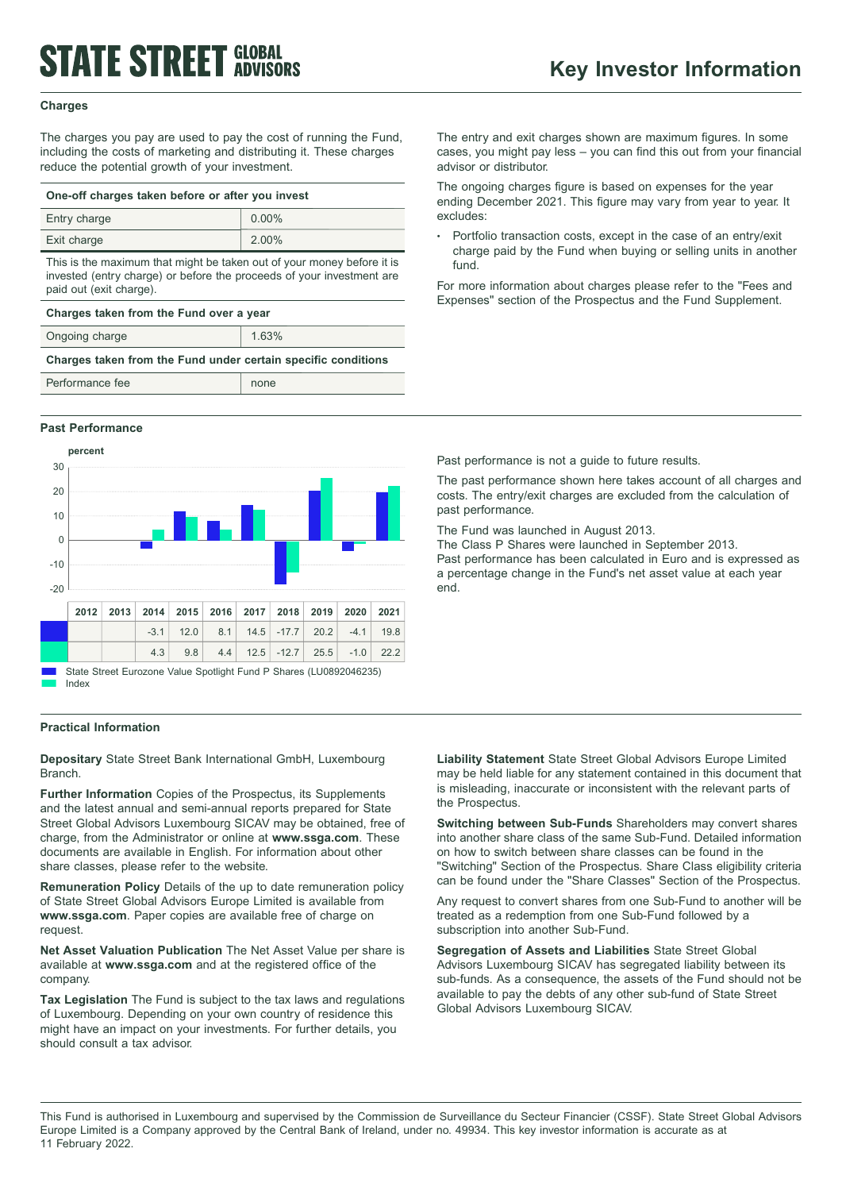## Charges

The charges you pay are used to pay the cost of running the Fund, including the costs of marketing and distributing it. These charges reduce the potential growth of your investment.

| One-off charges taken before or after you invest | |
|---|---|
| Entry charge | 0.00% |
| Exit charge | 2.00% |

This is the maximum that might be taken out of your money before it is invested (entry charge) or before the proceeds of your investment are paid out (exit charge).

| Charges taken from the Fund over a year | |
|---|---|
| Ongoing charge | 1.63% |
| **Charges taken from the Fund under certain specific conditions** | |
| Performance fee | none |

The entry and exit charges shown are maximum figures. In some cases, you might pay less – you can find this out from your financial advisor or distributor.

The ongoing charges figure is based on expenses for the year ending December 2021. This figure may vary from year to year. It excludes:

- Portfolio transaction costs, except in the case of an entry/exit charge paid by the Fund when buying or selling units in another fund.

For more information about charges please refer to the "Fees and Expenses" section of the Prospectus and the Fund Supplement.

## Past Performance

percent

30
20
10
0
-10
-20

| | 2012 | 2013 | 2014 | 2015 | 2016 | 2017 | 2018 | 2019 | 2020 | 2021 |
|---|---|---|---|---|---|---|---|---|---|---|
| State Street Eurozone Value Spotlight Fund P Shares (LU0892046235) | | | -3.1 | 12.0 | 8.1 | 14.5 | -17.7 | 20.2 | -4.1 | 19.8 |
| Index | | | 4.3 | 9.8 | 4.4 | 12.5 | -12.7 | 25.5 | -1.0 | 22.2 |

Past performance is not a guide to future results.

The past performance shown here takes account of all charges and costs. The entry/exit charges are excluded from the calculation of past performance.

The Fund was launched in August 2013.
The Class P Shares were launched in September 2013.
Past performance has been calculated in Euro and is expressed as a percentage change in the Fund's net asset value at each year end.

## Practical Information

**Depositary** State Street Bank International GmbH, Luxembourg Branch.

**Further Information** Copies of the Prospectus, its Supplements and the latest annual and semi-annual reports prepared for State Street Global Advisors Luxembourg SICAV may be obtained, free of charge, from the Administrator or online at **www.ssga.com**. These documents are available in English. For information about other share classes, please refer to the website.

**Remuneration Policy** Details of the up to date remuneration policy of State Street Global Advisors Europe Limited is available from **www.ssga.com**. Paper copies are available free of charge on request.

**Net Asset Valuation Publication** The Net Asset Value per share is available at **www.ssga.com** and at the registered office of the company.

**Tax Legislation** The Fund is subject to the tax laws and regulations of Luxembourg. Depending on your own country of residence this might have an impact on your investments. For further details, you should consult a tax advisor.

**Liability Statement** State Street Global Advisors Europe Limited may be held liable for any statement contained in this document that is misleading, inaccurate or inconsistent with the relevant parts of the Prospectus.

**Switching between Sub-Funds** Shareholders may convert shares into another share class of the same Sub-Fund. Detailed information on how to switch between share classes can be found in the "Switching" Section of the Prospectus. Share Class eligibility criteria can be found under the "Share Classes" Section of the Prospectus.

Any request to convert shares from one Sub-Fund to another will be treated as a redemption from one Sub-Fund followed by a subscription into another Sub-Fund.

**Segregation of Assets and Liabilities** State Street Global Advisors Luxembourg SICAV has segregated liability between its sub-funds. As a consequence, the assets of the Fund should not be available to pay the debts of any other sub-fund of State Street Global Advisors Luxembourg SICAV.

This Fund is authorised in Luxembourg and supervised by the Commission de Surveillance du Secteur Financier (CSSF). State Street Global Advisors Europe Limited is a Company approved by the Central Bank of Ireland, under no. 49934. This key investor information is accurate as at 11 February 2022.